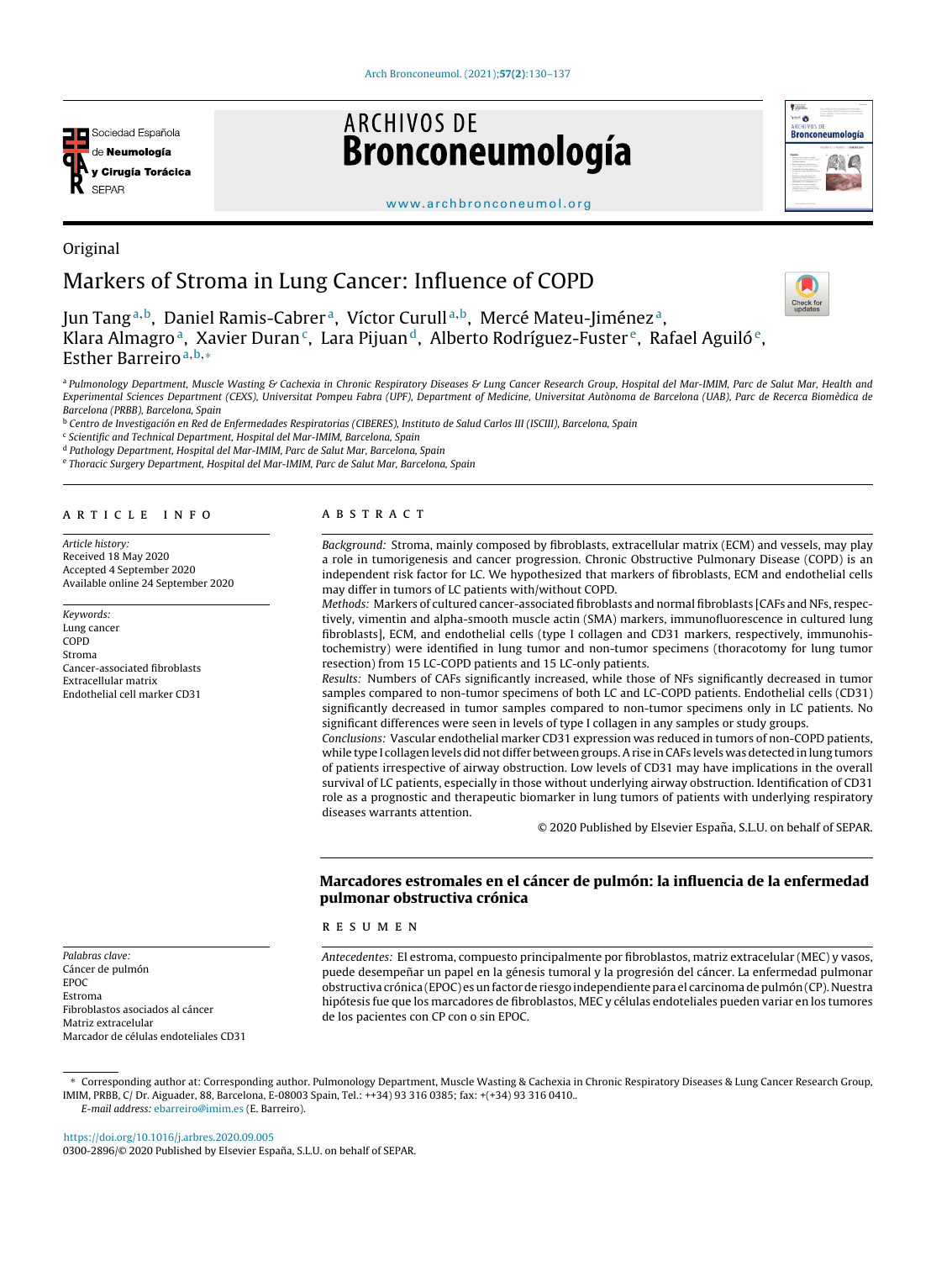Original

# Markers of Stroma in Lung Cancer: Influence of COPD

Jun Tang[a,b], Daniel Ramis-Cabrer[a], Víctor Curull[a,b], Mercé Mateu-Jiménez[a], Klara Almagro[a], Xavier Duran[c], Lara Pijuan[d], Alberto Rodríguez-Fuster[e], Rafael Aguiló[e], Esther Barreiro[a,b,*]

[a] Pulmonology Department, Muscle Wasting & Cachexia in Chronic Respiratory Diseases & Lung Cancer Research Group, Hospital del Mar-IMIM, Parc de Salut Mar, Health and Experimental Sciences Department (CEXS), Universitat Pompeu Fabra (UPF), Department of Medicine, Universitat Autònoma de Barcelona (UAB), Parc de Recerca Biomèdica de Barcelona (PRBB), Barcelona, Spain

[b] Centro de Investigación en Red de Enfermedades Respiratorias (CIBERES), Instituto de Salud Carlos III (ISCIII), Barcelona, Spain

[c] Scientific and Technical Department, Hospital del Mar-IMIM, Barcelona, Spain

[d] Pathology Department, Hospital del Mar-IMIM, Parc de Salut Mar, Barcelona, Spain

[e] Thoracic Surgery Department, Hospital del Mar-IMIM, Parc de Salut Mar, Barcelona, Spain

## ARTICLE INFO

*Article history:*
Received 18 May 2020
Accepted 4 September 2020
Available online 24 September 2020

*Keywords:*
Lung cancer
COPD
Stroma
Cancer-associated fibroblasts
Extracellular matrix
Endothelial cell marker CD31

## ABSTRACT

*Background:* Stroma, mainly composed by fibroblasts, extracellular matrix (ECM) and vessels, may play a role in tumorigenesis and cancer progression. Chronic Obstructive Pulmonary Disease (COPD) is an independent risk factor for LC. We hypothesized that markers of fibroblasts, ECM and endothelial cells may differ in tumors of LC patients with/without COPD.

*Methods:* Markers of cultured cancer-associated fibroblasts and normal fibroblasts [CAFs and NFs, respectively, vimentin and alpha-smooth muscle actin (SMA) markers, immunofluorescence in cultured lung fibroblasts], ECM, and endothelial cells (type I collagen and CD31 markers, respectively, immunohistochemistry) were identified in lung tumor and non-tumor specimens (thoracotomy for lung tumor resection) from 15 LC-COPD patients and 15 LC-only patients.

*Results:* Numbers of CAFs significantly increased, while those of NFs significantly decreased in tumor samples compared to non-tumor specimens of both LC and LC-COPD patients. Endothelial cells (CD31) significantly decreased in tumor samples compared to non-tumor specimens only in LC patients. No significant differences were seen in levels of type I collagen in any samples or study groups.

*Conclusions:* Vascular endothelial marker CD31 expression was reduced in tumors of non-COPD patients, while type I collagen levels did not differ between groups. A rise in CAFs levels was detected in lung tumors of patients irrespective of airway obstruction. Low levels of CD31 may have implications in the overall survival of LC patients, especially in those without underlying airway obstruction. Identification of CD31 role as a prognostic and therapeutic biomarker in lung tumors of patients with underlying respiratory diseases warrants attention.

© 2020 Published by Elsevier España, S.L.U. on behalf of SEPAR.

## Marcadores estromales en el cáncer de pulmón: la influencia de la enfermedad pulmonar obstructiva crónica

*Palabras clave:*
Cáncer de pulmón
EPOC
Estroma
Fibroblastos asociados al cáncer
Matriz extracelular
Marcador de células endoteliales CD31

## RESUMEN

*Antecedentes:* El estroma, compuesto principalmente por fibroblastos, matriz extracelular (MEC) y vasos, puede desempeñar un papel en la génesis tumoral y la progresión del cáncer. La enfermedad pulmonar obstructiva crónica (EPOC) es un factor de riesgo independiente para el carcinoma de pulmón (CP). Nuestra hipótesis fue que los marcadores de fibroblastos, MEC y células endoteliales pueden variar en los tumores de los pacientes con CP con o sin EPOC.

* Corresponding author at: Corresponding author. Pulmonology Department, Muscle Wasting & Cachexia in Chronic Respiratory Diseases & Lung Cancer Research Group, IMIM, PRBB, C/ Dr. Aiguader, 88, Barcelona, E-08003 Spain, Tel.: ++34) 93 316 0385; fax: +(+34) 93 316 0410..
*E-mail address:* ebarreiro@imim.es (E. Barreiro).

https://doi.org/10.1016/j.arbres.2020.09.005
0300-2896/© 2020 Published by Elsevier España, S.L.U. on behalf of SEPAR.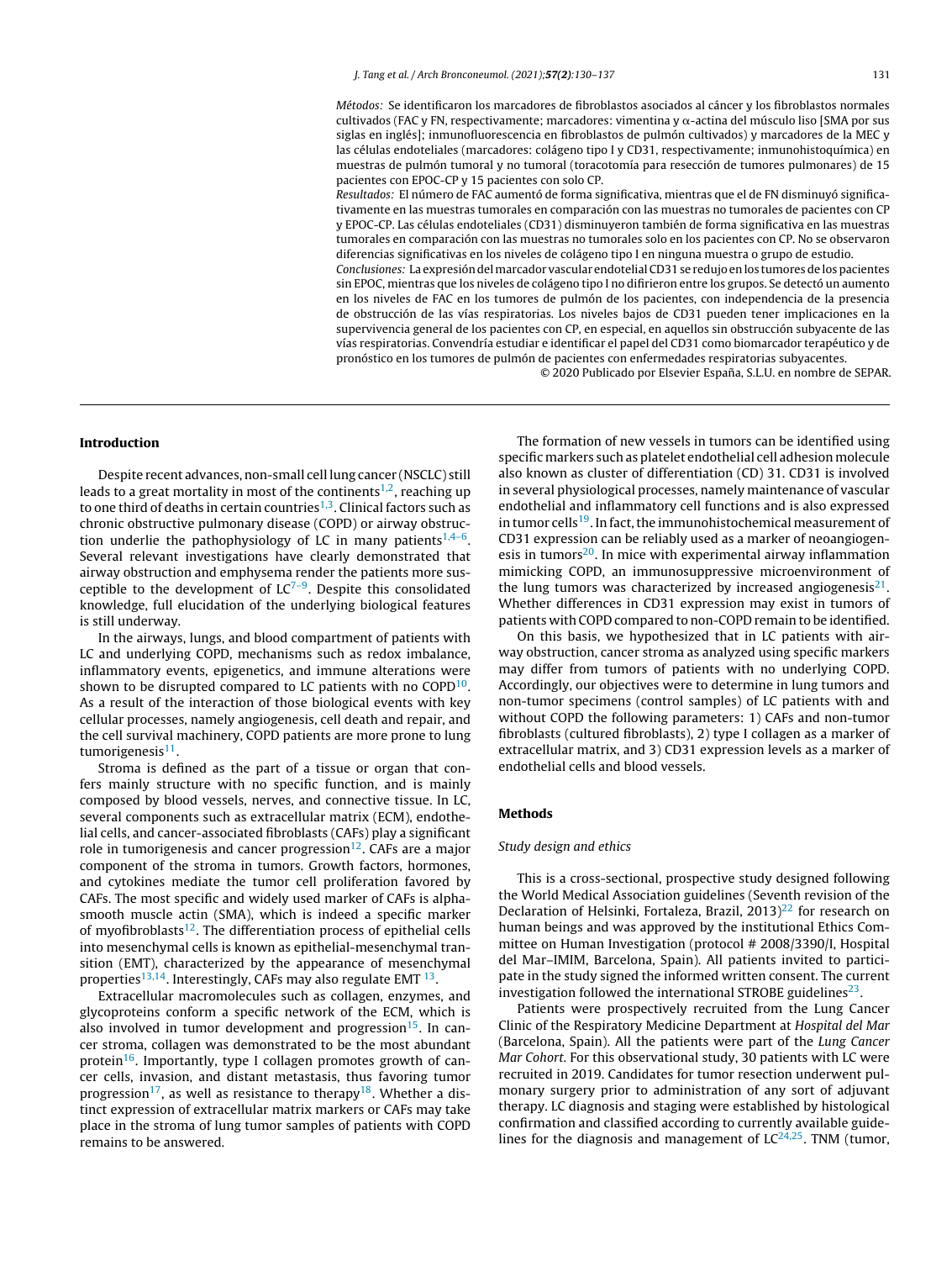*Métodos:* Se identificaron los marcadores de fibroblastos asociados al cáncer y los fibroblastos normales cultivados (FAC y FN, respectivamente; marcadores: vimentina y α-actina del músculo liso [SMA por sus siglas en inglés]; inmunofluorescencia en fibroblastos de pulmón cultivados) y marcadores de la MEC y las células endoteliales (marcadores: colágeno tipo I y CD31, respectivamente; inmunohistoquímica) en muestras de pulmón tumoral y no tumoral (toracotomía para resección de tumores pulmonares) de 15 pacientes con EPOC-CP y 15 pacientes con solo CP.

*Resultados:* El número de FAC aumentó de forma significativa, mientras que el de FN disminuyó significativamente en las muestras tumorales en comparación con las muestras no tumorales de pacientes con CP y EPOC-CP. Las células endoteliales (CD31) disminuyeron también de forma significativa en las muestras tumorales en comparación con las muestras no tumorales solo en los pacientes con CP. No se observaron diferencias significativas en los niveles de colágeno tipo I en ninguna muestra o grupo de estudio.

*Conclusiones:* La expresión del marcador vascular endotelial CD31 se redujo en los tumores de los pacientes sin EPOC, mientras que los niveles de colágeno tipo I no difirieron entre los grupos. Se detectó un aumento en los niveles de FAC en los tumores de pulmón de los pacientes, con independencia de la presencia de obstrucción de las vías respiratorias. Los niveles bajos de CD31 pueden tener implicaciones en la supervivencia general de los pacientes con CP, en especial, en aquellos sin obstrucción subyacente de las vías respiratorias. Convendría estudiar e identificar el papel del CD31 como biomarcador terapéutico y de pronóstico en los tumores de pulmón de pacientes con enfermedades respiratorias subyacentes.

© 2020 Publicado por Elsevier España, S.L.U. en nombre de SEPAR.

## Introduction

Despite recent advances, non-small cell lung cancer (NSCLC) still leads to a great mortality in most of the continents[1,2], reaching up to one third of deaths in certain countries[1,3]. Clinical factors such as chronic obstructive pulmonary disease (COPD) or airway obstruction underlie the pathophysiology of LC in many patients[1,4–6]. Several relevant investigations have clearly demonstrated that airway obstruction and emphysema render the patients more susceptible to the development of LC[7–9]. Despite this consolidated knowledge, full elucidation of the underlying biological features is still underway.

In the airways, lungs, and blood compartment of patients with LC and underlying COPD, mechanisms such as redox imbalance, inflammatory events, epigenetics, and immune alterations were shown to be disrupted compared to LC patients with no COPD[10]. As a result of the interaction of those biological events with key cellular processes, namely angiogenesis, cell death and repair, and the cell survival machinery, COPD patients are more prone to lung tumorigenesis[11].

Stroma is defined as the part of a tissue or organ that confers mainly structure with no specific function, and is mainly composed by blood vessels, nerves, and connective tissue. In LC, several components such as extracellular matrix (ECM), endothelial cells, and cancer-associated fibroblasts (CAFs) play a significant role in tumorigenesis and cancer progression[12]. CAFs are a major component of the stroma in tumors. Growth factors, hormones, and cytokines mediate the tumor cell proliferation favored by CAFs. The most specific and widely used marker of CAFs is alpha-smooth muscle actin (SMA), which is indeed a specific marker of myofibroblasts[12]. The differentiation process of epithelial cells into mesenchymal cells is known as epithelial-mesenchymal transition (EMT), characterized by the appearance of mesenchymal properties[13,14]. Interestingly, CAFs may also regulate EMT [13].

Extracellular macromolecules such as collagen, enzymes, and glycoproteins conform a specific network of the ECM, which is also involved in tumor development and progression[15]. In cancer stroma, collagen was demonstrated to be the most abundant protein[16]. Importantly, type I collagen promotes growth of cancer cells, invasion, and distant metastasis, thus favoring tumor progression[17], as well as resistance to therapy[18]. Whether a distinct expression of extracellular matrix markers or CAFs may take place in the stroma of lung tumor samples of patients with COPD remains to be answered.

The formation of new vessels in tumors can be identified using specific markers such as platelet endothelial cell adhesion molecule also known as cluster of differentiation (CD) 31. CD31 is involved in several physiological processes, namely maintenance of vascular endothelial and inflammatory cell functions and is also expressed in tumor cells[19]. In fact, the immunohistochemical measurement of CD31 expression can be reliably used as a marker of neoangiogenesis in tumors[20]. In mice with experimental airway inflammation mimicking COPD, an immunosuppressive microenvironment of the lung tumors was characterized by increased angiogenesis[21]. Whether differences in CD31 expression may exist in tumors of patients with COPD compared to non-COPD remain to be identified.

On this basis, we hypothesized that in LC patients with airway obstruction, cancer stroma as analyzed using specific markers may differ from tumors of patients with no underlying COPD. Accordingly, our objectives were to determine in lung tumors and non-tumor specimens (control samples) of LC patients with and without COPD the following parameters: 1) CAFs and non-tumor fibroblasts (cultured fibroblasts), 2) type I collagen as a marker of extracellular matrix, and 3) CD31 expression levels as a marker of endothelial cells and blood vessels.

## Methods

### *Study design and ethics*

This is a cross-sectional, prospective study designed following the World Medical Association guidelines (Seventh revision of the Declaration of Helsinki, Fortaleza, Brazil, 2013)[22] for research on human beings and was approved by the institutional Ethics Committee on Human Investigation (protocol # 2008/3390/I, Hospital del Mar–IMIM, Barcelona, Spain). All patients invited to participate in the study signed the informed written consent. The current investigation followed the international STROBE guidelines[23].

Patients were prospectively recruited from the Lung Cancer Clinic of the Respiratory Medicine Department at *Hospital del Mar* (Barcelona, Spain). All the patients were part of the *Lung Cancer Mar Cohort*. For this observational study, 30 patients with LC were recruited in 2019. Candidates for tumor resection underwent pulmonary surgery prior to administration of any sort of adjuvant therapy. LC diagnosis and staging were established by histological confirmation and classified according to currently available guidelines for the diagnosis and management of LC[24,25]. TNM (tumor,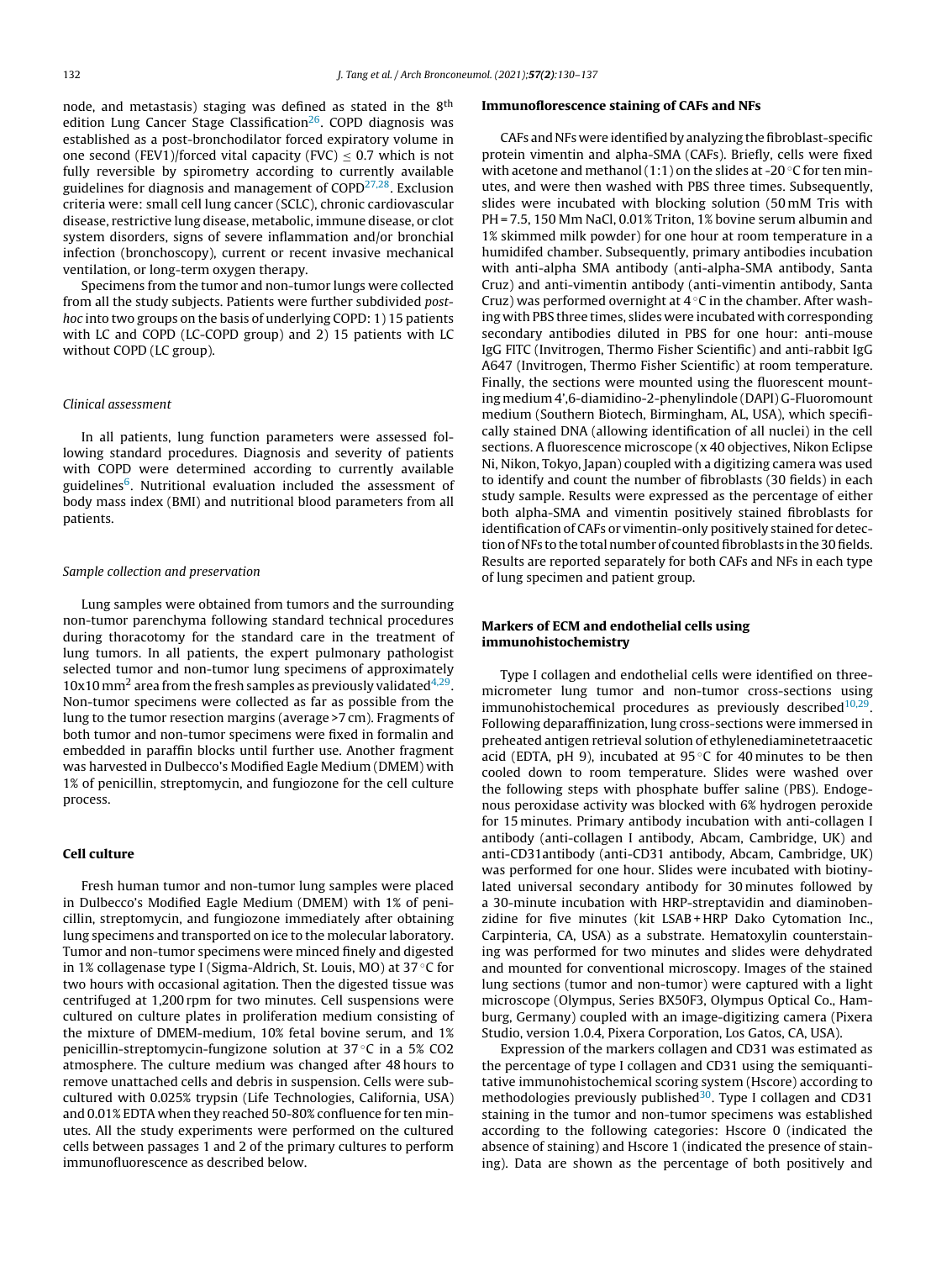node, and metastasis) staging was defined as stated in the 8[th] edition Lung Cancer Stage Classification[26]. COPD diagnosis was established as a post-bronchodilator forced expiratory volume in one second (FEV1)/forced vital capacity (FVC) ≤ 0.7 which is not fully reversible by spirometry according to currently available guidelines for diagnosis and management of COPD[27,28]. Exclusion criteria were: small cell lung cancer (SCLC), chronic cardiovascular disease, restrictive lung disease, metabolic, immune disease, or clot system disorders, signs of severe inflammation and/or bronchial infection (bronchoscopy), current or recent invasive mechanical ventilation, or long-term oxygen therapy.

Specimens from the tumor and non-tumor lungs were collected from all the study subjects. Patients were further subdivided *post-hoc* into two groups on the basis of underlying COPD: 1) 15 patients with LC and COPD (LC-COPD group) and 2) 15 patients with LC without COPD (LC group).

### *Clinical assessment*

In all patients, lung function parameters were assessed following standard procedures. Diagnosis and severity of patients with COPD were determined according to currently available guidelines[6]. Nutritional evaluation included the assessment of body mass index (BMI) and nutritional blood parameters from all patients.

### *Sample collection and preservation*

Lung samples were obtained from tumors and the surrounding non-tumor parenchyma following standard technical procedures during thoracotomy for the standard care in the treatment of lung tumors. In all patients, the expert pulmonary pathologist selected tumor and non-tumor lung specimens of approximately 10x10 $mm^2$ area from the fresh samples as previously validated[4,29]. Non-tumor specimens were collected as far as possible from the lung to the tumor resection margins (average >7 cm). Fragments of both tumor and non-tumor specimens were fixed in formalin and embedded in paraffin blocks until further use. Another fragment was harvested in Dulbecco's Modified Eagle Medium (DMEM) with 1% of penicillin, streptomycin, and fungiozone for the cell culture process.

## Cell culture

Fresh human tumor and non-tumor lung samples were placed in Dulbecco's Modified Eagle Medium (DMEM) with 1% of penicillin, streptomycin, and fungiozone immediately after obtaining lung specimens and transported on ice to the molecular laboratory. Tumor and non-tumor specimens were minced finely and digested in 1% collagenase type I (Sigma-Aldrich, St. Louis, MO) at 37 °C for two hours with occasional agitation. Then the digested tissue was centrifuged at 1,200 rpm for two minutes. Cell suspensions were cultured on culture plates in proliferation medium consisting of the mixture of DMEM-medium, 10% fetal bovine serum, and 1% penicillin-streptomycin-fungizone solution at 37 °C in a 5% CO2 atmosphere. The culture medium was changed after 48 hours to remove unattached cells and debris in suspension. Cells were subcultured with 0.025% trypsin (Life Technologies, California, USA) and 0.01% EDTA when they reached 50-80% confluence for ten minutes. All the study experiments were performed on the cultured cells between passages 1 and 2 of the primary cultures to perform immunofluorescence as described below.

## Immunoflorescence staining of CAFs and NFs

CAFs and NFs were identified by analyzing the fibroblast-specific protein vimentin and alpha-SMA (CAFs). Briefly, cells were fixed with acetone and methanol (1:1) on the slides at -20 °C for ten minutes, and were then washed with PBS three times. Subsequently, slides were incubated with blocking solution (50 mM Tris with PH = 7.5, 150 Mm NaCl, 0.01% Triton, 1% bovine serum albumin and 1% skimmed milk powder) for one hour at room temperature in a humidifed chamber. Subsequently, primary antibodies incubation with anti-alpha SMA antibody (anti-alpha-SMA antibody, Santa Cruz) and anti-vimentin antibody (anti-vimentin antibody, Santa Cruz) was performed overnight at 4 °C in the chamber. After washing with PBS three times, slides were incubated with corresponding secondary antibodies diluted in PBS for one hour: anti-mouse IgG FITC (Invitrogen, Thermo Fisher Scientific) and anti-rabbit IgG A647 (Invitrogen, Thermo Fisher Scientific) at room temperature. Finally, the sections were mounted using the fluorescent mounting medium 4',6-diamidino-2-phenylindole (DAPI) G-Fluoromount medium (Southern Biotech, Birmingham, AL, USA), which specifically stained DNA (allowing identification of all nuclei) in the cell sections. A fluorescence microscope (x 40 objectives, Nikon Eclipse Ni, Nikon, Tokyo, Japan) coupled with a digitizing camera was used to identify and count the number of fibroblasts (30 fields) in each study sample. Results were expressed as the percentage of either both alpha-SMA and vimentin positively stained fibroblasts for identification of CAFs or vimentin-only positively stained for detection of NFs to the total number of counted fibroblasts in the 30 fields. Results are reported separately for both CAFs and NFs in each type of lung specimen and patient group.

## Markers of ECM and endothelial cells using immunohistochemistry

Type I collagen and endothelial cells were identified on three-micrometer lung tumor and non-tumor cross-sections using immunohistochemical procedures as previously described[10,29]. Following deparaffinization, lung cross-sections were immersed in preheated antigen retrieval solution of ethylenediaminetetraacetic acid (EDTA, pH 9), incubated at 95 °C for 40 minutes to be then cooled down to room temperature. Slides were washed over the following steps with phosphate buffer saline (PBS). Endogenous peroxidase activity was blocked with 6% hydrogen peroxide for 15 minutes. Primary antibody incubation with anti-collagen I antibody (anti-collagen I antibody, Abcam, Cambridge, UK) and anti-CD31antibody (anti-CD31 antibody, Abcam, Cambridge, UK) was performed for one hour. Slides were incubated with biotinylated universal secondary antibody for 30 minutes followed by a 30-minute incubation with HRP-streptavidin and diaminobenzidine for five minutes (kit LSAB + HRP Dako Cytomation Inc., Carpinteria, CA, USA) as a substrate. Hematoxylin counterstaining was performed for two minutes and slides were dehydrated and mounted for conventional microscopy. Images of the stained lung sections (tumor and non-tumor) were captured with a light microscope (Olympus, Series BX50F3, Olympus Optical Co., Hamburg, Germany) coupled with an image-digitizing camera (Pixera Studio, version 1.0.4, Pixera Corporation, Los Gatos, CA, USA).

Expression of the markers collagen and CD31 was estimated as the percentage of type I collagen and CD31 using the semiquantitative immunohistochemical scoring system (Hscore) according to methodologies previously published[30]. Type I collagen and CD31 staining in the tumor and non-tumor specimens was established according to the following categories: Hscore 0 (indicated the absence of staining) and Hscore 1 (indicated the presence of staining). Data are shown as the percentage of both positively and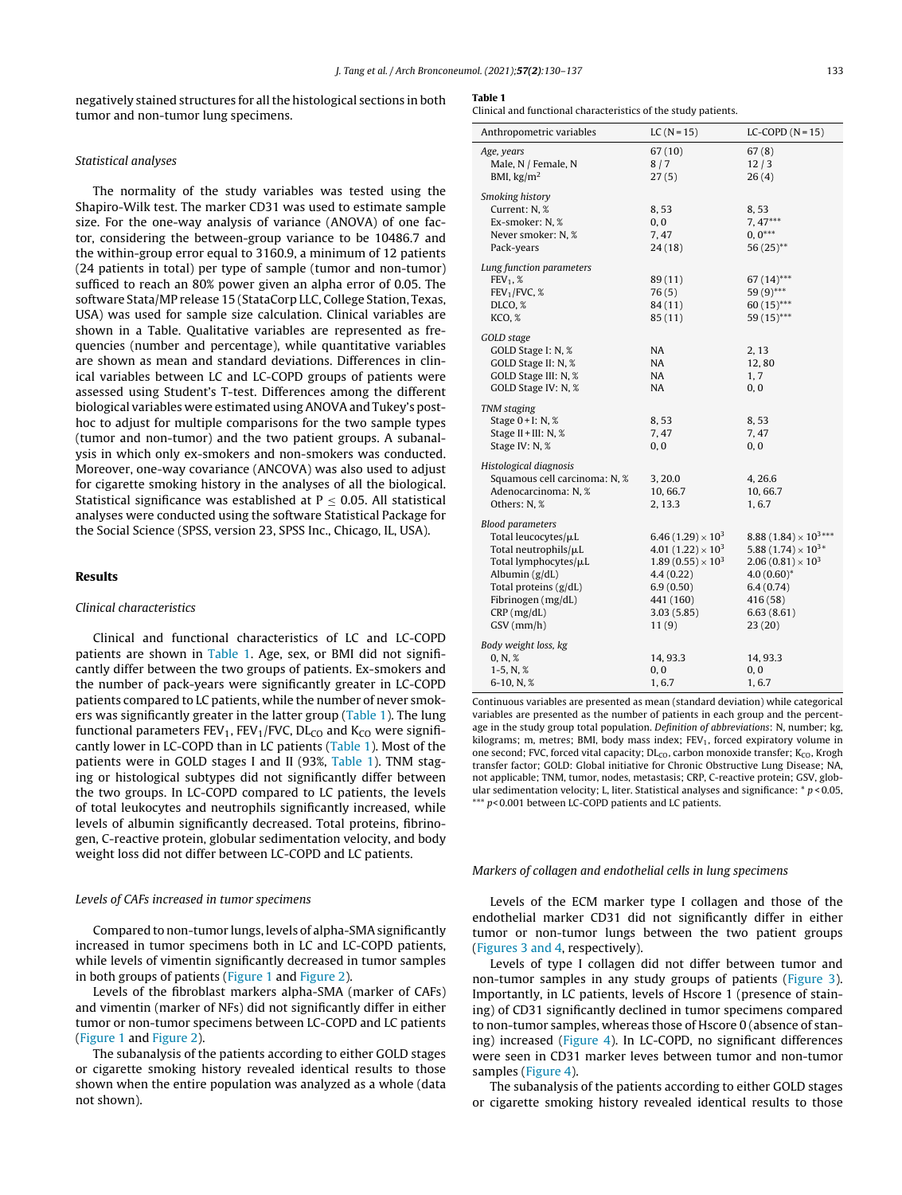negatively stained structures for all the histological sections in both tumor and non-tumor lung specimens.

### Statistical analyses

The normality of the study variables was tested using the Shapiro-Wilk test. The marker CD31 was used to estimate sample size. For the one-way analysis of variance (ANOVA) of one factor, considering the between-group variance to be 10486.7 and the within-group error equal to 3160.9, a minimum of 12 patients (24 patients in total) per type of sample (tumor and non-tumor) sufficed to reach an 80% power given an alpha error of 0.05. The software Stata/MP release 15 (StataCorp LLC, College Station, Texas, USA) was used for sample size calculation. Clinical variables are shown in a Table. Qualitative variables are represented as frequencies (number and percentage), while quantitative variables are shown as mean and standard deviations. Differences in clinical variables between LC and LC-COPD groups of patients were assessed using Student's T-test. Differences among the different biological variables were estimated using ANOVA and Tukey's post-hoc to adjust for multiple comparisons for the two sample types (tumor and non-tumor) and the two patient groups. A subanalysis in which only ex-smokers and non-smokers was conducted. Moreover, one-way covariance (ANCOVA) was also used to adjust for cigarette smoking history in the analyses of all the biological. Statistical significance was established at $P \leq 0.05$. All statistical analyses were conducted using the software Statistical Package for the Social Science (SPSS, version 23, SPSS Inc., Chicago, IL, USA).

## Results

### Clinical characteristics

Clinical and functional characteristics of LC and LC-COPD patients are shown in Table 1. Age, sex, or BMI did not significantly differ between the two groups of patients. Ex-smokers and the number of pack-years were significantly greater in LC-COPD patients compared to LC patients, while the number of never smokers was significantly greater in the latter group (Table 1). The lung functional parameters $FEV_1$, $FEV_1$/FVC, $DL_{CO}$ and $K_{CO}$ were significantly lower in LC-COPD than in LC patients (Table 1). Most of the patients were in GOLD stages I and II (93%, Table 1). TNM staging or histological subtypes did not significantly differ between the two groups. In LC-COPD compared to LC patients, the levels of total leukocytes and neutrophils significantly increased, while levels of albumin significantly decreased. Total proteins, fibrinogen, C-reactive protein, globular sedimentation velocity, and body weight loss did not differ between LC-COPD and LC patients.

### Levels of CAFs increased in tumor specimens

Compared to non-tumor lungs, levels of alpha-SMA significantly increased in tumor specimens both in LC and LC-COPD patients, while levels of vimentin significantly decreased in tumor samples in both groups of patients (Figure 1 and Figure 2).

Levels of the fibroblast markers alpha-SMA (marker of CAFs) and vimentin (marker of NFs) did not significantly differ in either tumor or non-tumor specimens between LC-COPD and LC patients (Figure 1 and Figure 2).

The subanalysis of the patients according to either GOLD stages or cigarette smoking history revealed identical results to those shown when the entire population was analyzed as a whole (data not shown).

**Table 1**
Clinical and functional characteristics of the study patients.

| Anthropometric variables | LC (N = 15) | LC-COPD (N = 15) |
|---|---|---|
| *Age, years* | 67 (10) | 67 (8) |
| Male, N / Female, N | 8 / 7 | 12 / 3 |
| BMI, kg/m$^2$ | 27 (5) | 26 (4) |
| *Smoking history* | | |
| Current: N, % | 8, 53 | 8, 53 |
| Ex-smoker: N, % | 0, 0 | 7, 47*** |
| Never smoker: N, % | 7, 47 | 0, 0*** |
| Pack-years | 24 (18) | 56 (25)** |
| *Lung function parameters* | | |
| $FEV_1$, % | 89 (11) | 67 (14)*** |
| $FEV_1$/FVC, % | 76 (5) | 59 (9)*** |
| DLCO, % | 84 (11) | 60 (15)*** |
| KCO, % | 85 (11) | 59 (15)*** |
| *GOLD stage* | | |
| GOLD Stage I: N, % | NA | 2, 13 |
| GOLD Stage II: N, % | NA | 12, 80 |
| GOLD Stage III: N, % | NA | 1, 7 |
| GOLD Stage IV: N, % | NA | 0, 0 |
| *TNM staging* | | |
| Stage 0 + I: N, % | 8, 53 | 8, 53 |
| Stage II + III: N, % | 7, 47 | 7, 47 |
| Stage IV: N, % | 0, 0 | 0, 0 |
| *Histological diagnosis* | | |
| Squamous cell carcinoma: N, % | 3, 20.0 | 4, 26.6 |
| Adenocarcinoma: N, % | 10, 66.7 | 10, 66.7 |
| Others: N, % | 2, 13.3 | 1, 6.7 |
| *Blood parameters* | | |
| Total leucocytes/μL | 6.46 (1.29) × $10^3$ | 8.88 (1.84) × $10^3$*** |
| Total neutrophils/μL | 4.01 (1.22) × $10^3$ | 5.88 (1.74) × $10^3$* |
| Total lymphocytes/μL | 1.89 (0.55) × $10^3$ | 2.06 (0.81) × $10^3$ |
| Albumin (g/dL) | 4.4 (0.22) | 4.0 (0.60)* |
| Total proteins (g/dL) | 6.9 (0.50) | 6.4 (0.74) |
| Fibrinogen (mg/dL) | 441 (160) | 416 (58) |
| CRP (mg/dL) | 3.03 (5.85) | 6.63 (8.61) |
| GSV (mm/h) | 11 (9) | 23 (20) |
| *Body weight loss, kg* | | |
| 0, N, % | 14, 93.3 | 14, 93.3 |
| 1-5, N, % | 0, 0 | 0, 0 |
| 6-10, N, % | 1, 6.7 | 1, 6.7 |

Continuous variables are presented as mean (standard deviation) while categorical variables are presented as the number of patients in each group and the percentage in the study group total population. *Definition of abbreviations*: N, number; kg, kilograms; m, metres; BMI, body mass index; $FEV_1$, forced expiratory volume in one second; FVC, forced vital capacity; $DL_{CO}$, carbon monoxide transfer; $K_{CO}$, Krogh transfer factor; GOLD: Global initiative for Chronic Obstructive Lung Disease; NA, not applicable; TNM, tumor, nodes, metastasis; CRP, C-reactive protein; GSV, globular sedimentation velocity; L, liter. Statistical analyses and significance: * $p < 0.05$, *** $p < 0.001$ between LC-COPD patients and LC patients.

### Markers of collagen and endothelial cells in lung specimens

Levels of the ECM marker type I collagen and those of the endothelial marker CD31 did not significantly differ in either tumor or non-tumor lungs between the two patient groups (Figures 3 and 4, respectively).

Levels of type I collagen did not differ between tumor and non-tumor samples in any study groups of patients (Figure 3). Importantly, in LC patients, levels of Hscore 1 (presence of staining) of CD31 significantly declined in tumor specimens compared to non-tumor samples, whereas those of Hscore 0 (absence of staning) increased (Figure 4). In LC-COPD, no significant differences were seen in CD31 marker leves between tumor and non-tumor samples (Figure 4).

The subanalysis of the patients according to either GOLD stages or cigarette smoking history revealed identical results to those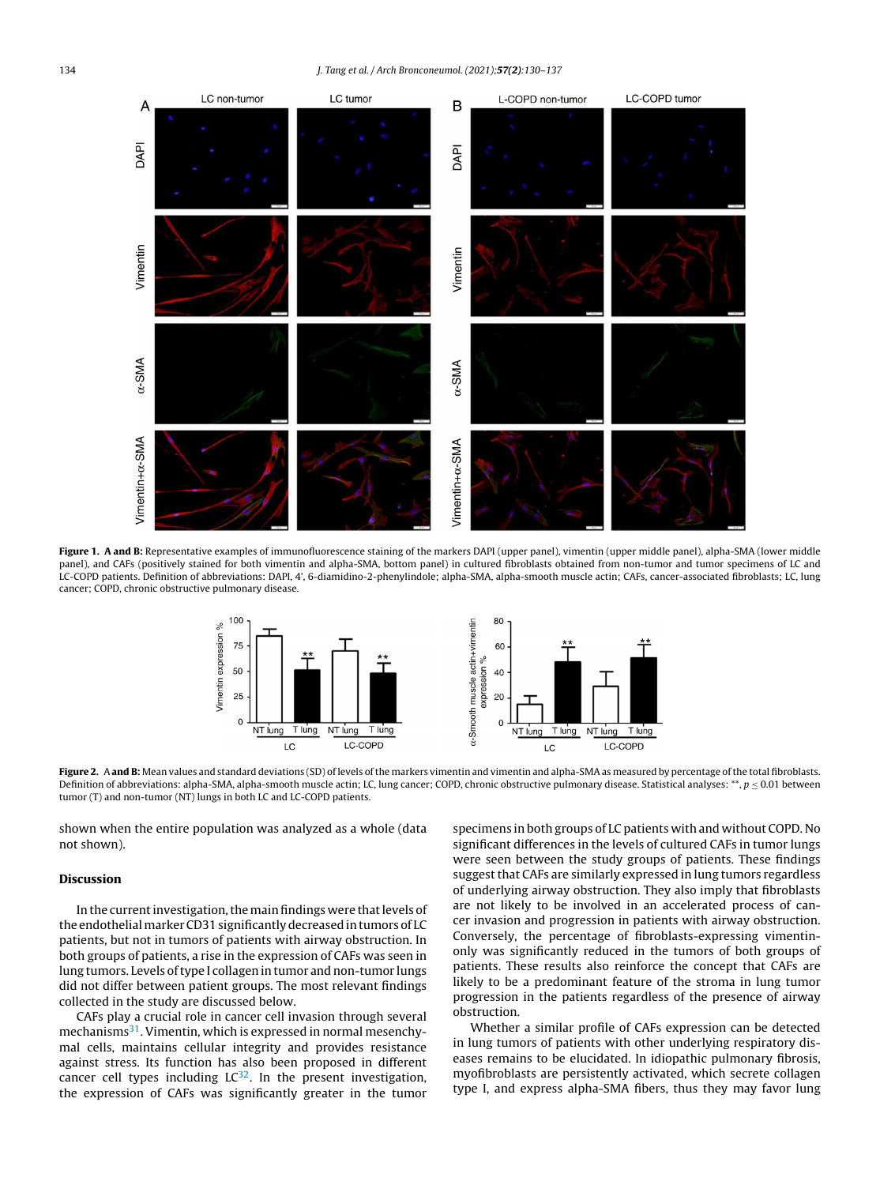**Figure 1. A and B:** Representative examples of immunofluorescence staining of the markers DAPI (upper panel), vimentin (upper middle panel), alpha-SMA (lower middle panel), and CAFs (positively stained for both vimentin and alpha-SMA, bottom panel) in cultured fibroblasts obtained from non-tumor and tumor specimens of LC and LC-COPD patients. Definition of abbreviations: DAPI, 4′, 6-diamidino-2-phenylindole; alpha-SMA, alpha-smooth muscle actin; CAFs, cancer-associated fibroblasts; LC, lung cancer; COPD, chronic obstructive pulmonary disease.

**Figure 2.** A **and B:** Mean values and standard deviations (SD) of levels of the markers vimentin and vimentin and alpha-SMA as measured by percentage of the total fibroblasts. Definition of abbreviations: alpha-SMA, alpha-smooth muscle actin; LC, lung cancer; COPD, chronic obstructive pulmonary disease. Statistical analyses: **, $p \leq 0.01$ between tumor (T) and non-tumor (NT) lungs in both LC and LC-COPD patients.

shown when the entire population was analyzed as a whole (data not shown).

## Discussion

In the current investigation, the main findings were that levels of the endothelial marker CD31 significantly decreased in tumors of LC patients, but not in tumors of patients with airway obstruction. In both groups of patients, a rise in the expression of CAFs was seen in lung tumors. Levels of type I collagen in tumor and non-tumor lungs did not differ between patient groups. The most relevant findings collected in the study are discussed below.

CAFs play a crucial role in cancer cell invasion through several mechanisms[31]. Vimentin, which is expressed in normal mesenchymal cells, maintains cellular integrity and provides resistance against stress. Its function has also been proposed in different cancer cell types including LC[32]. In the present investigation, the expression of CAFs was significantly greater in the tumor specimens in both groups of LC patients with and without COPD. No significant differences in the levels of cultured CAFs in tumor lungs were seen between the study groups of patients. These findings suggest that CAFs are similarly expressed in lung tumors regardless of underlying airway obstruction. They also imply that fibroblasts are not likely to be involved in an accelerated process of cancer invasion and progression in patients with airway obstruction. Conversely, the percentage of fibroblasts-expressing vimentin-only was significantly reduced in the tumors of both groups of patients. These results also reinforce the concept that CAFs are likely to be a predominant feature of the stroma in lung tumor progression in the patients regardless of the presence of airway obstruction.

Whether a similar profile of CAFs expression can be detected in lung tumors of patients with other underlying respiratory diseases remains to be elucidated. In idiopathic pulmonary fibrosis, myofibroblasts are persistently activated, which secrete collagen type I, and express alpha-SMA fibers, thus they may favor lung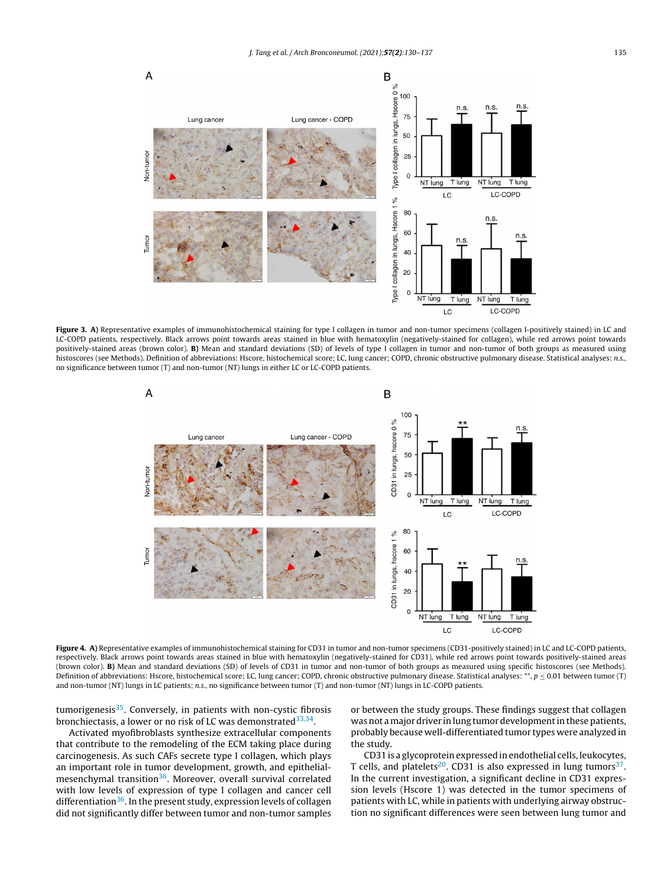**Figure 3.** **A)** Representative examples of immunohistochemical staining for type I collagen in tumor and non-tumor specimens (collagen I-positively stained) in LC and LC-COPD patients, respectively. Black arrows point towards areas stained in blue with hematoxylin (negatively-stained for collagen), while red arrows point towards positively-stained areas (brown color). **B)** Mean and standard deviations (SD) of levels of type I collagen in tumor and non-tumor of both groups as measured using histoscores (see Methods). Definition of abbreviations: Hscore, histochemical score; LC, lung cancer; COPD, chronic obstructive pulmonary disease. Statistical analyses: *n.s.*, no significance between tumor (T) and non-tumor (NT) lungs in either LC or LC-COPD patients.

**Figure 4.** **A)** Representative examples of immunohistochemical staining for CD31 in tumor and non-tumor specimens (CD31-positively stained) in LC and LC-COPD patients, respectively. Black arrows point towards areas stained in blue with hematoxylin (negatively-stained for CD31), while red arrows point towards positively-stained areas (brown color). **B)** Mean and standard deviations (SD) of levels of CD31 in tumor and non-tumor of both groups as measured using specific histoscores (see Methods). Definition of abbreviations: Hscore, histochemical score; LC, lung cancer; COPD, chronic obstructive pulmonary disease. Statistical analyses: \*\*, $p \leq 0.01$ between tumor (T) and non-tumor (NT) lungs in LC patients; *n.s.*, no significance between tumor (T) and non-tumor (NT) lungs in LC-COPD patients.

tumorigenesis[35]. Conversely, in patients with non-cystic fibrosis bronchiectasis, a lower or no risk of LC was demonstrated[33,34].

Activated myofibroblasts synthesize extracellular components that contribute to the remodeling of the ECM taking place during carcinogenesis. As such CAFs secrete type I collagen, which plays an important role in tumor development, growth, and epithelial-mesenchymal transition[36]. Moreover, overall survival correlated with low levels of expression of type I collagen and cancer cell differentiation[36]. In the present study, expression levels of collagen did not significantly differ between tumor and non-tumor samples or between the study groups. These findings suggest that collagen was not a major driver in lung tumor development in these patients, probably because well-differentiated tumor types were analyzed in the study.

CD31 is a glycoprotein expressed in endothelial cells, leukocytes, T cells, and platelets[20]. CD31 is also expressed in lung tumors[37]. In the current investigation, a significant decline in CD31 expression levels (Hscore 1) was detected in the tumor specimens of patients with LC, while in patients with underlying airway obstruction no significant differences were seen between lung tumor and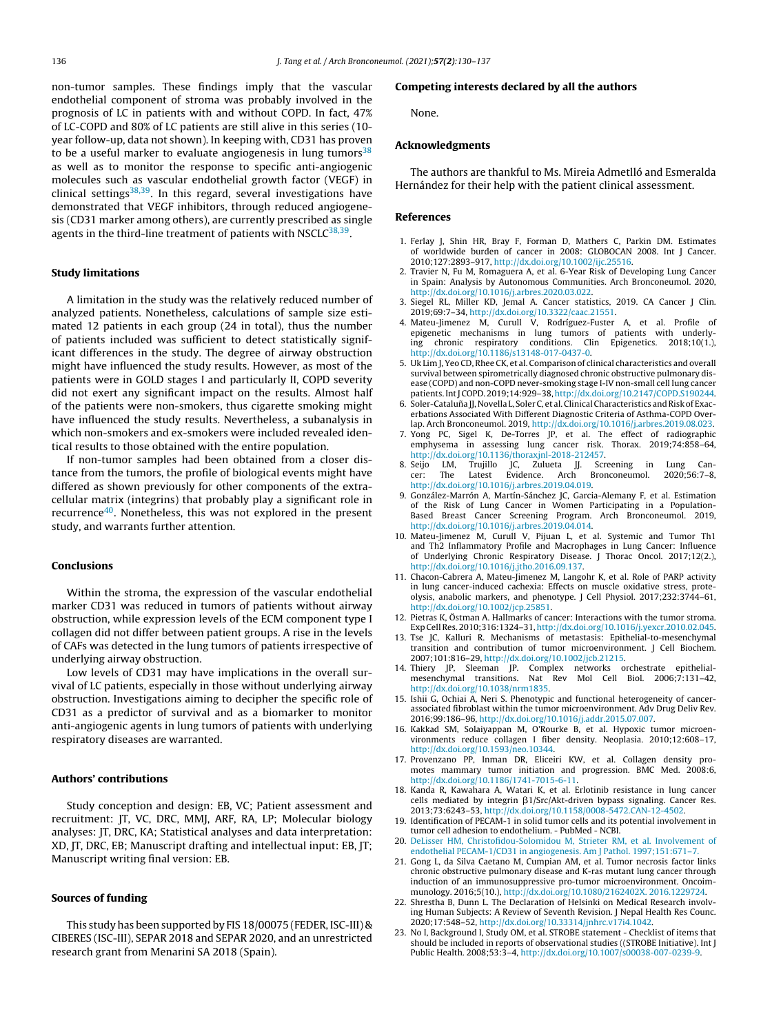non-tumor samples. These findings imply that the vascular endothelial component of stroma was probably involved in the prognosis of LC in patients with and without COPD. In fact, 47% of LC-COPD and 80% of LC patients are still alive in this series (10-year follow-up, data not shown). In keeping with, CD31 has proven to be a useful marker to evaluate angiogenesis in lung tumors[38] as well as to monitor the response to specific anti-angiogenic molecules such as vascular endothelial growth factor (VEGF) in clinical settings[38,39]. In this regard, several investigations have demonstrated that VEGF inhibitors, through reduced angiogenesis (CD31 marker among others), are currently prescribed as single agents in the third-line treatment of patients with NSCLC[38,39].

## Study limitations

A limitation in the study was the relatively reduced number of analyzed patients. Nonetheless, calculations of sample size estimated 12 patients in each group (24 in total), thus the number of patients included was sufficient to detect statistically significant differences in the study. The degree of airway obstruction might have influenced the study results. However, as most of the patients were in GOLD stages I and particularly II, COPD severity did not exert any significant impact on the results. Almost half of the patients were non-smokers, thus cigarette smoking might have influenced the study results. Nevertheless, a subanalysis in which non-smokers and ex-smokers were included revealed identical results to those obtained with the entire population.

If non-tumor samples had been obtained from a closer distance from the tumors, the profile of biological events might have differed as shown previously for other components of the extracellular matrix (integrins) that probably play a significant role in recurrence[40]. Nonetheless, this was not explored in the present study, and warrants further attention.

## Conclusions

Within the stroma, the expression of the vascular endothelial marker CD31 was reduced in tumors of patients without airway obstruction, while expression levels of the ECM component type I collagen did not differ between patient groups. A rise in the levels of CAFs was detected in the lung tumors of patients irrespective of underlying airway obstruction.

Low levels of CD31 may have implications in the overall survival of LC patients, especially in those without underlying airway obstruction. Investigations aiming to decipher the specific role of CD31 as a predictor of survival and as a biomarker to monitor anti-angiogenic agents in lung tumors of patients with underlying respiratory diseases are warranted.

## Authors' contributions

Study conception and design: EB, VC; Patient assessment and recruitment: JT, VC, DRC, MMJ, ARF, RA, LP; Molecular biology analyses: JT, DRC, KA; Statistical analyses and data interpretation: XD, JT, DRC, EB; Manuscript drafting and intellectual input: EB, JT; Manuscript writing final version: EB.

## Sources of funding

This study has been supported by FIS 18/00075 (FEDER, ISC-III) & CIBERES (ISC-III), SEPAR 2018 and SEPAR 2020, and an unrestricted research grant from Menarini SA 2018 (Spain).

## Competing interests declared by all the authors

None.

## Acknowledgments

The authors are thankful to Ms. Mireia Admetlló and Esmeralda Hernández for their help with the patient clinical assessment.

## References

1. Ferlay J, Shin HR, Bray F, Forman D, Mathers C, Parkin DM. Estimates of worldwide burden of cancer in 2008: GLOBOCAN 2008. Int J Cancer. 2010;127:2893–917, http://dx.doi.org/10.1002/ijc.25516.
2. Travier N, Fu M, Romaguera A, et al. 6-Year Risk of Developing Lung Cancer in Spain: Analysis by Autonomous Communities. Arch Bronconeumol. 2020, http://dx.doi.org/10.1016/j.arbres.2020.03.022.
3. Siegel RL, Miller KD, Jemal A. Cancer statistics, 2019. CA Cancer J Clin. 2019;69:7–34, http://dx.doi.org/10.3322/caac.21551.
4. Mateu-Jimenez M, Curull V, Rodríguez-Fuster A, et al. Profile of epigenetic mechanisms in lung tumors of patients with underlying chronic respiratory conditions. Clin Epigenetics. 2018;10(1.), http://dx.doi.org/10.1186/s13148-017-0437-0.
5. Uk Lim J, Yeo CD, Rhee CK, et al. Comparison of clinical characteristics and overall survival between spirometrically diagnosed chronic obstructive pulmonary disease (COPD) and non-COPD never-smoking stage I-IV non-small cell lung cancer patients. Int J COPD. 2019;14:929–38, http://dx.doi.org/10.2147/COPD.S190244.
6. Soler-Cataluña JJ, Novella L, Soler C, et al. Clinical Characteristics and Risk of Exacerbations Associated With Different Diagnostic Criteria of Asthma-COPD Overlap. Arch Bronconeumol. 2019, http://dx.doi.org/10.1016/j.arbres.2019.08.023.
7. Yong PC, Sigel K, De-Torres JP, et al. The effect of radiographic emphysema in assessing lung cancer risk. Thorax. 2019;74:858–64, http://dx.doi.org/10.1136/thoraxjnl-2018-212457.
8. Seijo LM, Trujillo JC, Zulueta JJ. Screening in Lung Cancer: The Latest Evidence. Arch Bronconeumol. 2020;56:7–8, http://dx.doi.org/10.1016/j.arbres.2019.04.019.
9. González-Marrón A, Martín-Sánchez JC, Garcia-Alemany F, et al. Estimation of the Risk of Lung Cancer in Women Participating in a Population-Based Breast Cancer Screening Program. Arch Bronconeumol. 2019, http://dx.doi.org/10.1016/j.arbres.2019.04.014.
10. Mateu-Jimenez M, Curull V, Pijuan L, et al. Systemic and Tumor Th1 and Th2 Inflammatory Profile and Macrophages in Lung Cancer: Influence of Underlying Chronic Respiratory Disease. J Thorac Oncol. 2017;12(2.), http://dx.doi.org/10.1016/j.jtho.2016.09.137.
11. Chacon-Cabrera A, Mateu-Jimenez M, Langohr K, et al. Role of PARP activity in lung cancer-induced cachexia: Effects on muscle oxidative stress, proteolysis, anabolic markers, and phenotype. J Cell Physiol. 2017;232:3744–61, http://dx.doi.org/10.1002/jcp.25851.
12. Pietras K, Östman A. Hallmarks of cancer: Interactions with the tumor stroma. Exp Cell Res. 2010;316:1324–31, http://dx.doi.org/10.1016/j.yexcr.2010.02.045.
13. Tse JC, Kalluri R. Mechanisms of metastasis: Epithelial-to-mesenchymal transition and contribution of tumor microenvironment. J Cell Biochem. 2007;101:816–29, http://dx.doi.org/10.1002/jcb.21215.
14. Thiery JP, Sleeman JP. Complex networks orchestrate epithelial-mesenchymal transitions. Nat Rev Mol Cell Biol. 2006;7:131–42, http://dx.doi.org/10.1038/nrm1835.
15. Ishii G, Ochiai A, Neri S. Phenotypic and functional heterogeneity of cancer-associated fibroblast within the tumor microenvironment. Adv Drug Deliv Rev. 2016;99:186–96, http://dx.doi.org/10.1016/j.addr.2015.07.007.
16. Kakkad SM, Solaiyappan M, O'Rourke B, et al. Hypoxic tumor microenvironments reduce collagen I fiber density. Neoplasia. 2010;12:608–17, http://dx.doi.org/10.1593/neo.10344.
17. Provenzano PP, Inman DR, Eliceiri KW, et al. Collagen density promotes mammary tumor initiation and progression. BMC Med. 2008:6, http://dx.doi.org/10.1186/1741-7015-6-11.
18. Kanda R, Kawahara A, Watari K, et al. Erlotinib resistance in lung cancer cells mediated by integrin β1/Src/Akt-driven bypass signaling. Cancer Res. 2013;73:6243–53, http://dx.doi.org/10.1158/0008-5472.CAN-12-4502.
19. Identification of PECAM-1 in solid tumor cells and its potential involvement in tumor cell adhesion to endothelium. - PubMed - NCBI.
20. DeLisser HM, Christofidou-Solomidou M, Strieter RM, et al. Involvement of endothelial PECAM-1/CD31 in angiogenesis. Am J Pathol. 1997;151:671–7.
21. Gong L, da Silva Caetano M, Cumpian AM, et al. Tumor necrosis factor links chronic obstructive pulmonary disease and K-ras mutant lung cancer through induction of an immunosuppressive pro-tumor microenvironment. Oncoimmunology. 2016;5(10.), http://dx.doi.org/10.1080/2162402X.2016.1229724.
22. Shrestha B, Dunn L. The Declaration of Helsinki on Medical Research involving Human Subjects: A Review of Seventh Revision. J Nepal Health Res Counc. 2020;17:548–52, http://dx.doi.org/10.33314/jnhrc.v17i4.1042.
23. No I, Background I, Study OM, et al. STROBE statement - Checklist of items that should be included in reports of observational studies ((STROBE Initiative). Int J Public Health. 2008;53:3–4, http://dx.doi.org/10.1007/s00038-007-0239-9.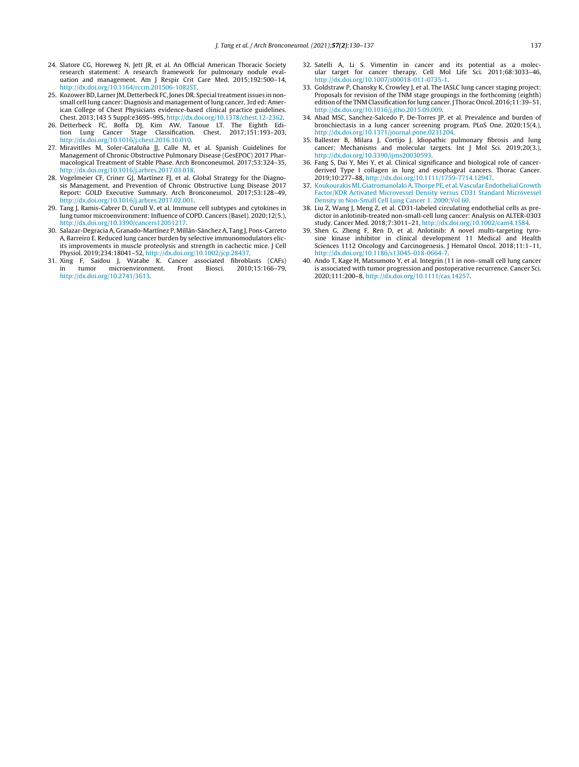24. Slatore CG, Horeweg N, Jett JR, et al. An Official American Thoracic Society research statement: A research framework for pulmonary nodule evaluation and management. Am J Respir Crit Care Med. 2015;192:500–14, http://dx.doi.org/10.1164/rccm.201506-1082ST.
25. Kozower BD, Larner JM, Detterbeck FC, Jones DR. Special treatment issues in non-small cell lung cancer: Diagnosis and management of lung cancer, 3rd ed: American College of Chest Physicians evidence-based clinical practice guidelines. Chest. 2013;143 5 Suppl:e369S–99S, http://dx.doi.org/10.1378/chest.12-2362.
26. Detterbeck FC, Boffa DJ, Kim AW, Tanoue LT. The Eighth Edition Lung Cancer Stage Classification. Chest. 2017;151:193–203, http://dx.doi.org/10.1016/j.chest.2016.10.010.
27. Miravitlles M, Soler-Cataluña JJ, Calle M, et al. Spanish Guidelines for Management of Chronic Obstructive Pulmonary Disease (GesEPOC) 2017 Pharmacological Treatment of Stable Phase. Arch Bronconeumol. 2017;53:324–35, http://dx.doi.org/10.1016/j.arbres.2017.03.018.
28. Vogelmeier CF, Criner GJ, Martínez FJ, et al. Global Strategy for the Diagnosis Management, and Prevention of Chronic Obstructive Lung Disease 2017 Report: GOLD Executive Summary. Arch Bronconeumol. 2017;53:128–49, http://dx.doi.org/10.1016/j.arbres.2017.02.001.
29. Tang J, Ramis-Cabrer D, Curull V, et al. Immune cell subtypes and cytokines in lung tumor microenvironment: Influence of COPD. Cancers (Basel). 2020;12(5.), http://dx.doi.org/10.3390/cancers12051217.
30. Salazar-Degracia A, Granado-Martínez P, Millán-Sánchez A, Tang J, Pons-Carreto A, Barreiro E. Reduced lung cancer burden by selective immunomodulators elicits improvements in muscle proteolysis and strength in cachectic mice. J Cell Physiol. 2019;234:18041–52, http://dx.doi.org/10.1002/jcp.28437.
31. Xing F, Saidou J, Watabe K. Cancer associated fibroblasts (CAFs) in tumor microenvironment. Front Biosci. 2010;15:166–79, http://dx.doi.org/10.2741/3613.
32. Satelli A, Li S. Vimentin in cancer and its potential as a molecular target for cancer therapy. Cell Mol Life Sci. 2011;68:3033–46, http://dx.doi.org/10.1007/s00018-011-0735-1.
33. Goldstraw P, Chansky K, Crowley J, et al. The IASLC lung cancer staging project: Proposals for revision of the TNM stage groupings in the forthcoming (eighth) edition of the TNM Classification for lung cancer. J Thorac Oncol. 2016;11:39–51, http://dx.doi.org/10.1016/j.jtho.2015.09.009.
34. Abad MSC, Sanchez-Salcedo P, De-Torres JP, et al. Prevalence and burden of bronchiectasis in a lung cancer screening program. PLoS One. 2020;15(4.), http://dx.doi.org/10.1371/journal.pone.0231204.
35. Ballester B, Milara J, Cortijo J. Idiopathic pulmonary fibrosis and lung cancer: Mechanisms and molecular targets. Int J Mol Sci. 2019;20(3.), http://dx.doi.org/10.3390/ijms20030593.
36. Fang S, Dai Y, Mei Y, et al. Clinical significance and biological role of cancer-derived Type I collagen in lung and esophageal cancers. Thorac Cancer. 2019;10:277–88, http://dx.doi.org/10.1111/1759-7714.12947.
37. Koukourakis MI, Giatromanolaki A, Thorpe PE, et al. Vascular Endothelial Growth Factor/KDR Activated Microvessel Density versus CD31 Standard Microvessel Density in Non-Small Cell Lung Cancer 1. 2000;Vol 60.
38. Liu Z, Wang J, Meng Z, et al. CD31-labeled circulating endothelial cells as predictor in anlotinib-treated non-small-cell lung cancer: Analysis on ALTER-0303 study. Cancer Med. 2018;7:3011–21, http://dx.doi.org/10.1002/cam4.1584.
39. Shen G, Zheng F, Ren D, et al. Anlotinib: A novel multi-targeting tyrosine kinase inhibitor in clinical development 11 Medical and Health Sciences 1112 Oncology and Carcinogenesis. J Hematol Oncol. 2018;11:1–11, http://dx.doi.org/10.1186/s13045-018-0664-7.
40. Ando T, Kage H, Matsumoto Y, et al. Integrin (11 in non–small cell lung cancer is associated with tumor progression and postoperative recurrence. Cancer Sci. 2020;111:200–8, http://dx.doi.org/10.1111/cas.14257.